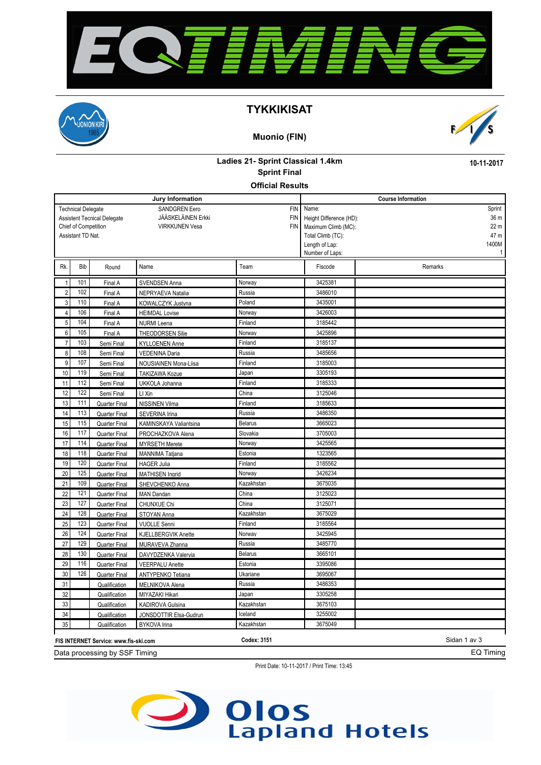# TYKKIKISAT

## Muonio (FIN)

### Ladies 21- Sprint Classical 1.4km

**10-11-2017**

### Sprint Final

### Official Results

| Jury Information | | | Course Information | |
|---|---|---|---|---|
| Technical Delegate | SANDGREN Eero | FIN | Name: | Sprint |
| Assistent Tecnical Delegate | JÄÄSKELÄINEN Erkki | FIN | Height Difference (HD): | 36 m |
| Chief of Competition | VIRKKUNEN Vesa | FIN | Maximum Climb (MC): | 22 m |
| Assistant TD Nat. | | | Total Climb (TC): | 47 m |
| | | | Length of Lap: | 1400M |
| | | | Number of Laps: | 1 |

| Rk. | Bib | Round | Name | Team | Fiscode | Remarks |
|---|---|---|---|---|---|---|
| 1 | 101 | Final A | SVENDSEN Anna | Norway | 3425381 | |
| 2 | 102 | Final A | NEPRYAEVA Natalia | Russia | 3486010 | |
| 3 | 110 | Final A | KOWALCZYK Justyna | Poland | 3435001 | |
| 4 | 106 | Final A | HEIMDAL Lovise | Norway | 3426003 | |
| 5 | 104 | Final A | NURMI Leena | Finland | 3185442 | |
| 6 | 105 | Final A | THEODORSEN Silje | Norway | 3425896 | |
| 7 | 103 | Semi Final | KYLLOENEN Anne | Finland | 3185137 | |
| 8 | 108 | Semi Final | VEDENINA Daria | Russia | 3485656 | |
| 9 | 107 | Semi Final | NOUSIAINEN Mona-Liisa | Finland | 3185003 | |
| 10 | 119 | Semi Final | TAKIZAWA Kozue | Japan | 3305193 | |
| 11 | 112 | Semi Final | UKKOLA Johanna | Finland | 3185333 | |
| 12 | 122 | Semi Final | LI Xin | China | 3125046 | |
| 13 | 111 | Quarter Final | NISSINEN Vilma | Finland | 3185633 | |
| 14 | 113 | Quarter Final | SEVERINA Irina | Russia | 3486350 | |
| 15 | 115 | Quarter Final | KAMINSKAYA Valiantsina | Belarus | 3665023 | |
| 16 | 117 | Quarter Final | PROCHAZKOVA Alena | Slovakia | 3705003 | |
| 17 | 114 | Quarter Final | MYRSETH Merete | Norway | 3425565 | |
| 18 | 118 | Quarter Final | MANNIMA Tatjana | Estonia | 1323565 | |
| 19 | 120 | Quarter Final | HAGER Julia | Finland | 3185562 | |
| 20 | 125 | Quarter Final | MATHISEN Ingrid | Norway | 3426234 | |
| 21 | 109 | Quarter Final | SHEVCHENKO Anna | Kazakhstan | 3675035 | |
| 22 | 121 | Quarter Final | MAN Dandan | China | 3125023 | |
| 23 | 127 | Quarter Final | CHUNXUE Chi | China | 3125071 | |
| 24 | 128 | Quarter Final | STOYAN Anna | Kazakhstan | 3675029 | |
| 25 | 123 | Quarter Final | VUOLLE Senni | Finland | 3185564 | |
| 26 | 124 | Quarter Final | KJELLBERGVIK Anette | Norway | 3425945 | |
| 27 | 129 | Quarter Final | MURAVEVA Zhanna | Russia | 3485770 | |
| 28 | 130 | Quarter Final | DAVYDZENKA Valeryia | Belarus | 3665101 | |
| 29 | 116 | Quarter Final | VEERPALU Anette | Estonia | 3395086 | |
| 30 | 126 | Quarter Final | ANTYPENKO Tetiana | Ukariane | 3695067 | |
| 31 | | Qualification | MELNIKOVA Alena | Russia | 3486353 | |
| 32 | | Qualification | MIYAZAKI Hikari | Japan | 3305258 | |
| 33 | | Qualification | KADIROVA Gulsina | Kazakhstan | 3675103 | |
| 34 | | Qualification | JONSDOTTIR Elsa-Gudrun | Iceland | 3255002 | |
| 35 | | Qualification | BYKOVA Irina | Kazakhstan | 3675049 | |

**FIS INTERNET Service: www.fis-ski.com** **Codex: 3151**

Data processing by SSF Timing — EQ Timing

Print Date: 10-11-2017 / Print Time: 13:45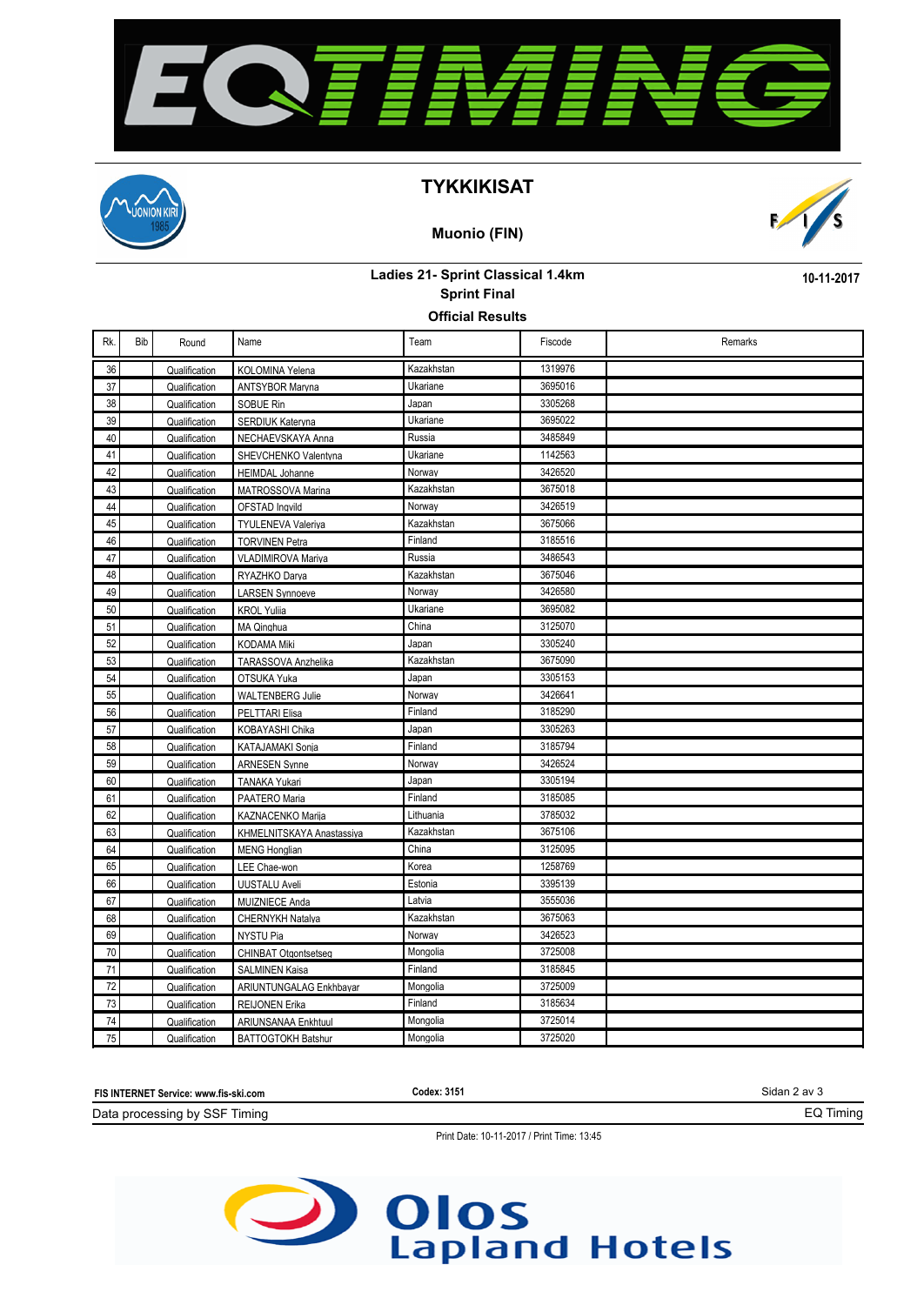# TYKKIKISAT

## Muonio (FIN)

### Ladies 21- Sprint Classical 1.4km
### Sprint Final
### Official Results

10-11-2017

| Rk. | Bib | Round | Name | Team | Fiscode | Remarks |
|---|---|---|---|---|---|---|
| 36 | | Qualification | KOLOMINA Yelena | Kazakhstan | 1319976 | |
| 37 | | Qualification | ANTSYBOR Maryna | Ukariane | 3695016 | |
| 38 | | Qualification | SOBUE Rin | Japan | 3305268 | |
| 39 | | Qualification | SERDIUK Kateryna | Ukariane | 3695022 | |
| 40 | | Qualification | NECHAEVSKAYA Anna | Russia | 3485849 | |
| 41 | | Qualification | SHEVCHENKO Valentyna | Ukariane | 1142563 | |
| 42 | | Qualification | HEIMDAL Johanne | Norway | 3426520 | |
| 43 | | Qualification | MATROSSOVA Marina | Kazakhstan | 3675018 | |
| 44 | | Qualification | OFSTAD Ingvild | Norway | 3426519 | |
| 45 | | Qualification | TYULENEVA Valeriya | Kazakhstan | 3675066 | |
| 46 | | Qualification | TORVINEN Petra | Finland | 3185516 | |
| 47 | | Qualification | VLADIMIROVA Mariya | Russia | 3486543 | |
| 48 | | Qualification | RYAZHKO Darya | Kazakhstan | 3675046 | |
| 49 | | Qualification | LARSEN Synnoeve | Norway | 3426580 | |
| 50 | | Qualification | KROL Yuliia | Ukariane | 3695082 | |
| 51 | | Qualification | MA Qinghua | China | 3125070 | |
| 52 | | Qualification | KODAMA Miki | Japan | 3305240 | |
| 53 | | Qualification | TARASSOVA Anzhelika | Kazakhstan | 3675090 | |
| 54 | | Qualification | OTSUKA Yuka | Japan | 3305153 | |
| 55 | | Qualification | WALTENBERG Julie | Norway | 3426641 | |
| 56 | | Qualification | PELTTARI Elisa | Finland | 3185290 | |
| 57 | | Qualification | KOBAYASHI Chika | Japan | 3305263 | |
| 58 | | Qualification | KATAJAMAKI Sonja | Finland | 3185794 | |
| 59 | | Qualification | ARNESEN Synne | Norway | 3426524 | |
| 60 | | Qualification | TANAKA Yukari | Japan | 3305194 | |
| 61 | | Qualification | PAATERO Maria | Finland | 3185085 | |
| 62 | | Qualification | KAZNACENKO Marija | Lithuania | 3785032 | |
| 63 | | Qualification | KHMELNITSKAYA Anastassiya | Kazakhstan | 3675106 | |
| 64 | | Qualification | MENG Honglian | China | 3125095 | |
| 65 | | Qualification | LEE Chae-won | Korea | 1258769 | |
| 66 | | Qualification | UUSTALU Aveli | Estonia | 3395139 | |
| 67 | | Qualification | MUIZNIECE Anda | Latvia | 3555036 | |
| 68 | | Qualification | CHERNYKH Natalya | Kazakhstan | 3675063 | |
| 69 | | Qualification | NYSTU Pia | Norway | 3426523 | |
| 70 | | Qualification | CHINBAT Otgontsetseg | Mongolia | 3725008 | |
| 71 | | Qualification | SALMINEN Kaisa | Finland | 3185845 | |
| 72 | | Qualification | ARIUNTUNGALAG Enkhbayar | Mongolia | 3725009 | |
| 73 | | Qualification | REIJONEN Erika | Finland | 3185634 | |
| 74 | | Qualification | ARIUNSANAA Enkhtuul | Mongolia | 3725014 | |
| 75 | | Qualification | BATTOGTOKH Batshur | Mongolia | 3725020 | |

FIS INTERNET Service: www.fis-ski.com

Codex: 3151

Data processing by SSF Timing

EQ Timing

Print Date: 10-11-2017 / Print Time: 13:45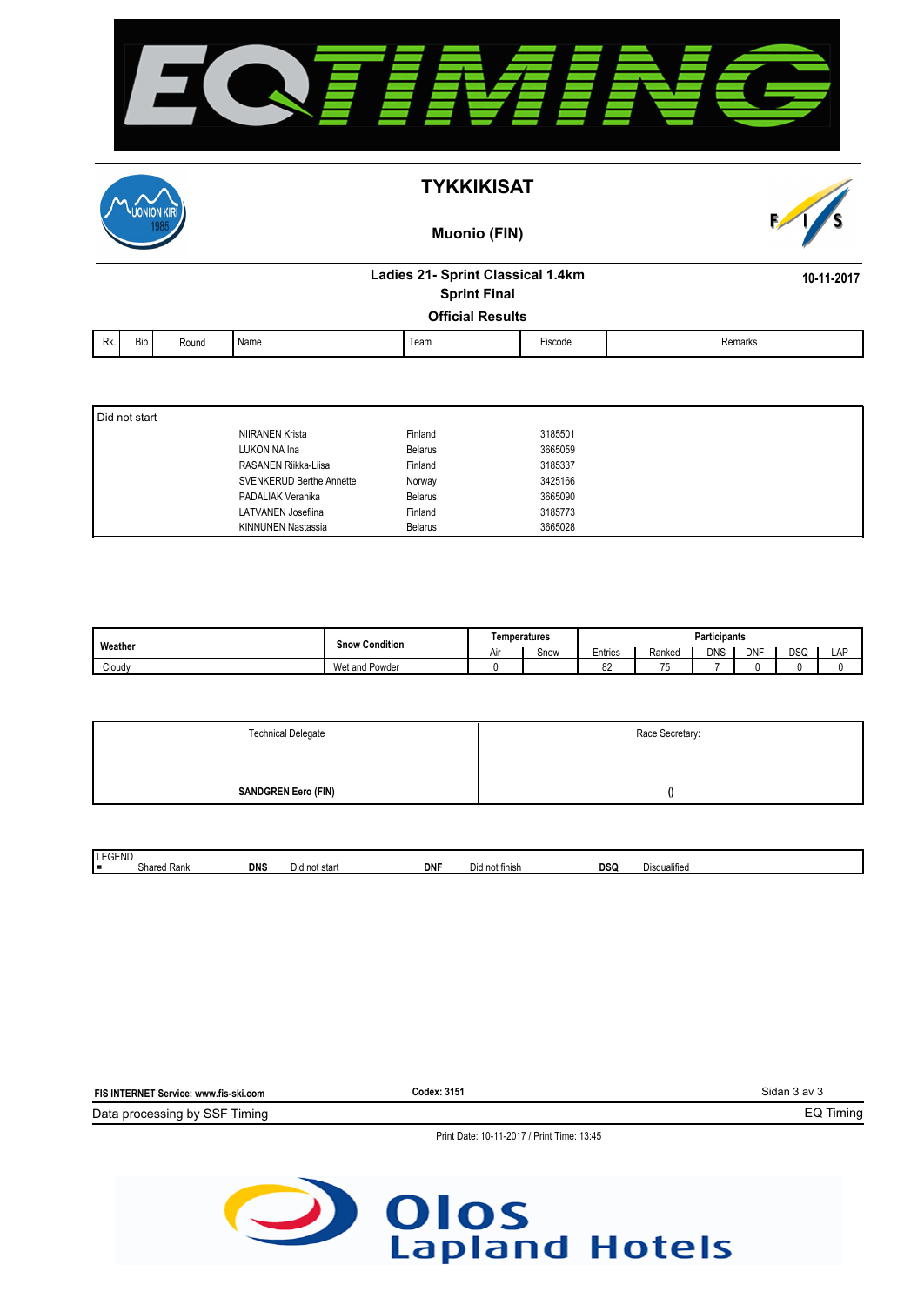# TYKKIKISAT

## Muonio (FIN)

**10-11-2017**

### Ladies 21- Sprint Classical 1.4km

### Sprint Final

### Official Results

| Rk. | Bib | Round | Name | Team | Fiscode | Remarks |
|---|---|---|---|---|---|---|

**Did not start**

| | | | |
|---|---|---|---|
| | NIIRANEN Krista | Finland | 3185501 |
| | LUKONINA Ina | Belarus | 3665059 |
| | RASANEN Riikka-Liisa | Finland | 3185337 |
| | SVENKERUD Berthe Annette | Norway | 3425166 |
| | PADALIAK Veranika | Belarus | 3665090 |
| | LATVANEN Josefiina | Finland | 3185773 |
| | KINNUNEN Nastassia | Belarus | 3665028 |

| Weather | Snow Condition | Temperatures | | Participants | | | | | |
|---|---|---|---|---|---|---|---|---|---|
| | | Air | Snow | Entries | Ranked | DNS | DNF | DSQ | LAP |
| Cloudy | Wet and Powder | 0 | | 82 | 75 | 7 | 0 | 0 | 0 |

| Technical Delegate | Race Secretary: |
|---|---|
| **SANDGREN Eero (FIN)** | () |

| LEGEND | | | | | | | |
|---|---|---|---|---|---|---|---|
| = | Shared Rank | **DNS** | Did not start | **DNF** | Did not finish | **DSQ** | Disqualified |

**FIS INTERNET Service: www.fis-ski.com**

**Codex: 3151**

Data processing by SSF Timing

EQ Timing

Print Date: 10-11-2017 / Print Time: 13:45